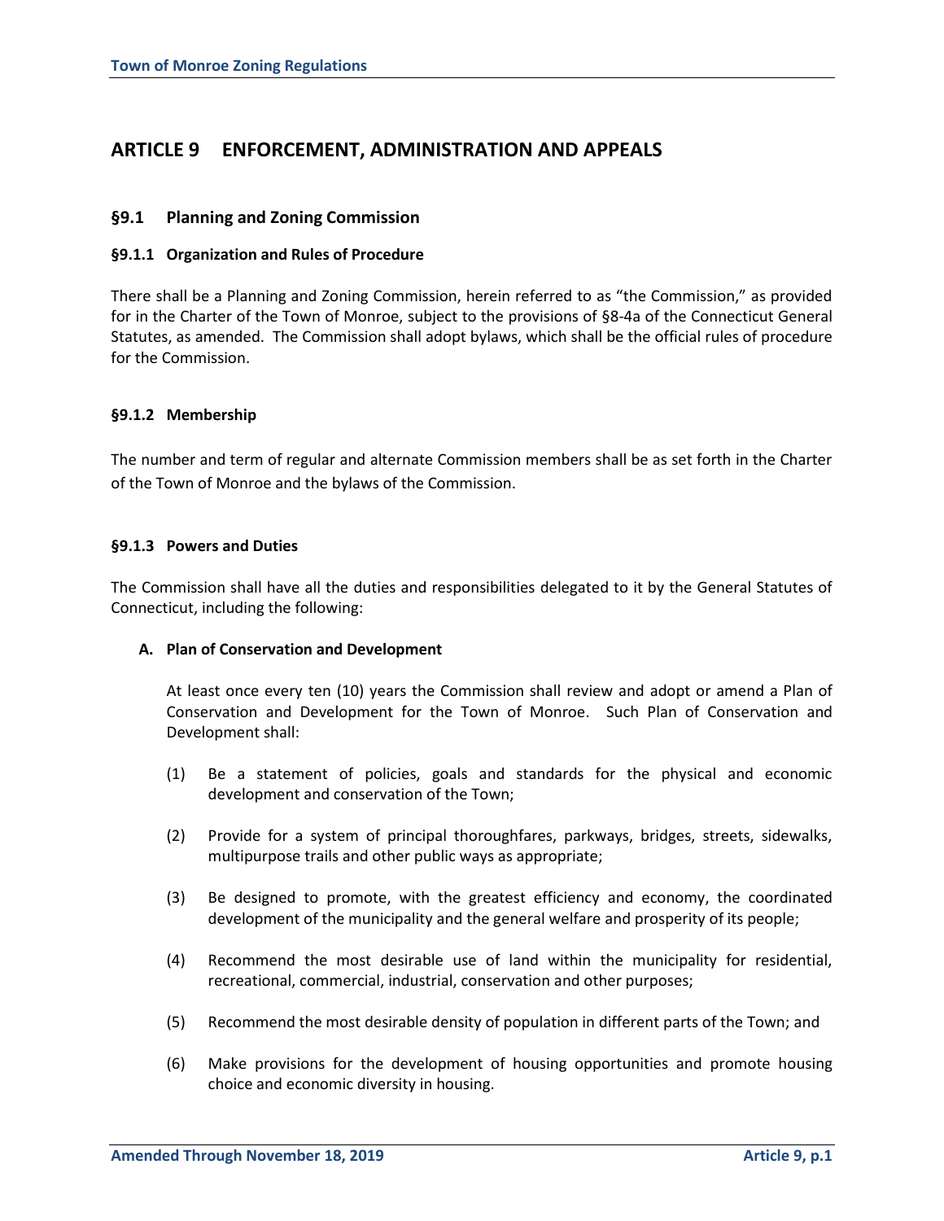# ARTICLE 9 ENFORCEMENT, ADMINISTRATION AND APPEALS

## §9.1 Planning and Zoning Commission

### §9.1.1 Organization and Rules of Procedure

There shall be a Planning and Zoning Commission, herein referred to as "the Commission," as provided for in the Charter of the Town of Monroe, subject to the provisions of §8-4a of the Connecticut General Statutes, as amended. The Commission shall adopt bylaws, which shall be the official rules of procedure for the Commission.

### §9.1.2 Membership

The number and term of regular and alternate Commission members shall be as set forth in the Charter of the Town of Monroe and the bylaws of the Commission.

### §9.1.3 Powers and Duties

The Commission shall have all the duties and responsibilities delegated to it by the General Statutes of Connecticut, including the following:

**A. Plan of Conservation and Development**

At least once every ten (10) years the Commission shall review and adopt or amend a Plan of Conservation and Development for the Town of Monroe. Such Plan of Conservation and Development shall:

(1) Be a statement of policies, goals and standards for the physical and economic development and conservation of the Town;

(2) Provide for a system of principal thoroughfares, parkways, bridges, streets, sidewalks, multipurpose trails and other public ways as appropriate;

(3) Be designed to promote, with the greatest efficiency and economy, the coordinated development of the municipality and the general welfare and prosperity of its people;

(4) Recommend the most desirable use of land within the municipality for residential, recreational, commercial, industrial, conservation and other purposes;

(5) Recommend the most desirable density of population in different parts of the Town; and

(6) Make provisions for the development of housing opportunities and promote housing choice and economic diversity in housing.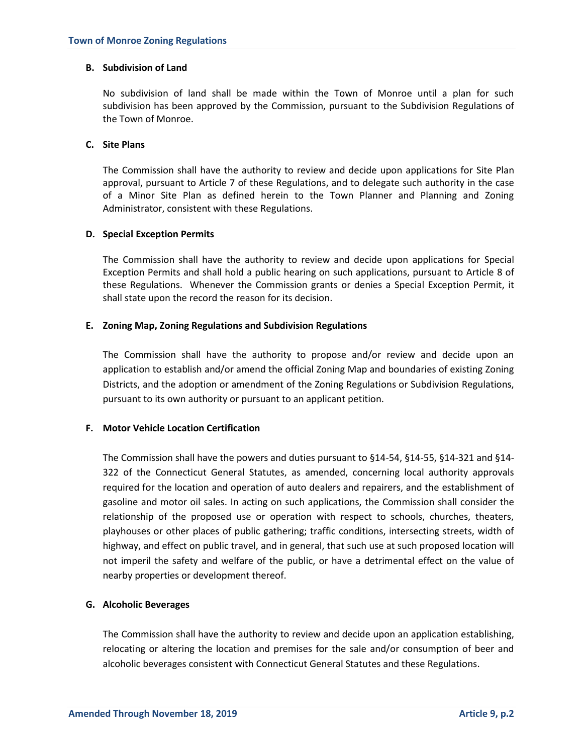### B. Subdivision of Land

No subdivision of land shall be made within the Town of Monroe until a plan for such subdivision has been approved by the Commission, pursuant to the Subdivision Regulations of the Town of Monroe.

### C. Site Plans

The Commission shall have the authority to review and decide upon applications for Site Plan approval, pursuant to Article 7 of these Regulations, and to delegate such authority in the case of a Minor Site Plan as defined herein to the Town Planner and Planning and Zoning Administrator, consistent with these Regulations.

### D. Special Exception Permits

The Commission shall have the authority to review and decide upon applications for Special Exception Permits and shall hold a public hearing on such applications, pursuant to Article 8 of these Regulations. Whenever the Commission grants or denies a Special Exception Permit, it shall state upon the record the reason for its decision.

### E. Zoning Map, Zoning Regulations and Subdivision Regulations

The Commission shall have the authority to propose and/or review and decide upon an application to establish and/or amend the official Zoning Map and boundaries of existing Zoning Districts, and the adoption or amendment of the Zoning Regulations or Subdivision Regulations, pursuant to its own authority or pursuant to an applicant petition.

### F. Motor Vehicle Location Certification

The Commission shall have the powers and duties pursuant to §14-54, §14-55, §14-321 and §14-322 of the Connecticut General Statutes, as amended, concerning local authority approvals required for the location and operation of auto dealers and repairers, and the establishment of gasoline and motor oil sales. In acting on such applications, the Commission shall consider the relationship of the proposed use or operation with respect to schools, churches, theaters, playhouses or other places of public gathering; traffic conditions, intersecting streets, width of highway, and effect on public travel, and in general, that such use at such proposed location will not imperil the safety and welfare of the public, or have a detrimental effect on the value of nearby properties or development thereof.

### G. Alcoholic Beverages

The Commission shall have the authority to review and decide upon an application establishing, relocating or altering the location and premises for the sale and/or consumption of beer and alcoholic beverages consistent with Connecticut General Statutes and these Regulations.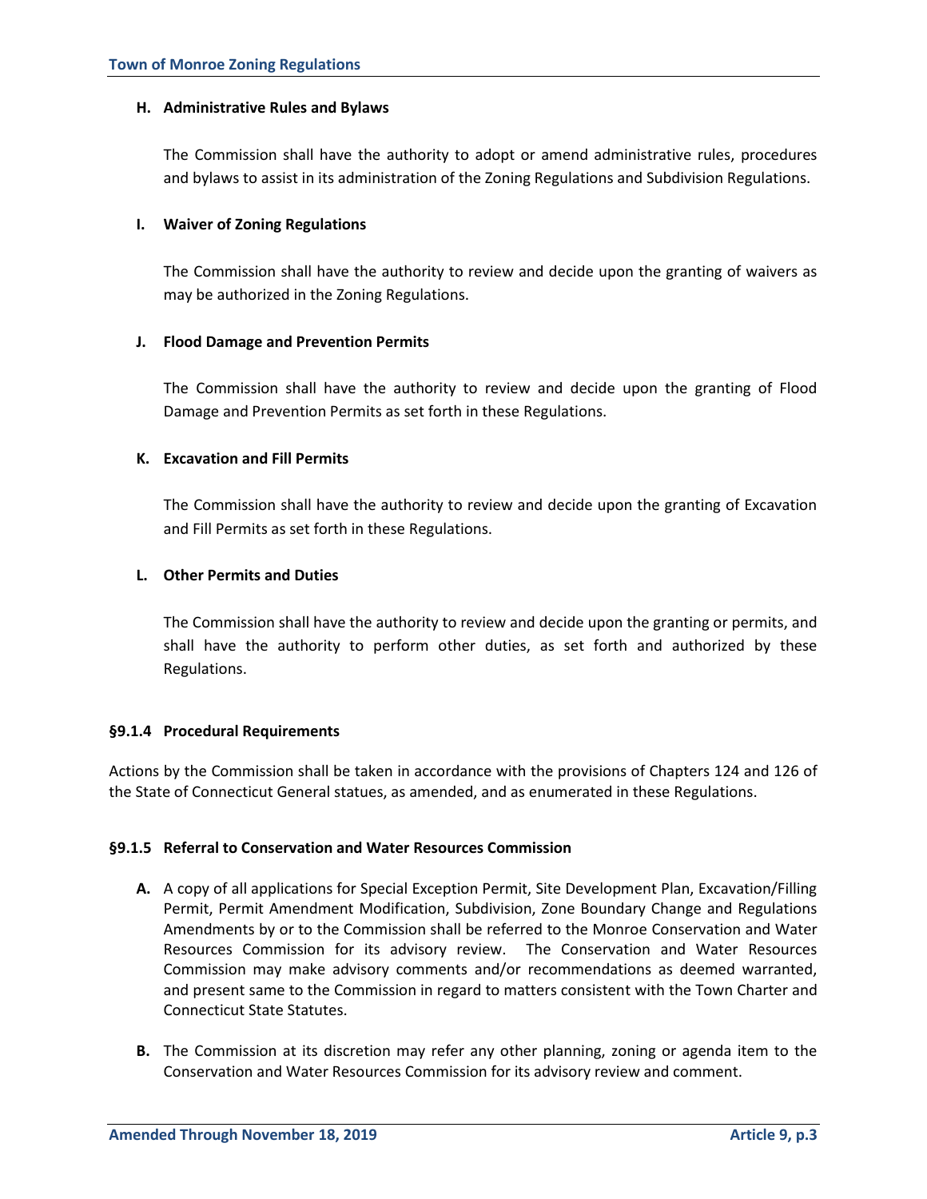### H. Administrative Rules and Bylaws

The Commission shall have the authority to adopt or amend administrative rules, procedures and bylaws to assist in its administration of the Zoning Regulations and Subdivision Regulations.

### I. Waiver of Zoning Regulations

The Commission shall have the authority to review and decide upon the granting of waivers as may be authorized in the Zoning Regulations.

### J. Flood Damage and Prevention Permits

The Commission shall have the authority to review and decide upon the granting of Flood Damage and Prevention Permits as set forth in these Regulations.

### K. Excavation and Fill Permits

The Commission shall have the authority to review and decide upon the granting of Excavation and Fill Permits as set forth in these Regulations.

### L. Other Permits and Duties

The Commission shall have the authority to review and decide upon the granting or permits, and shall have the authority to perform other duties, as set forth and authorized by these Regulations.

## §9.1.4 Procedural Requirements

Actions by the Commission shall be taken in accordance with the provisions of Chapters 124 and 126 of the State of Connecticut General statues, as amended, and as enumerated in these Regulations.

## §9.1.5 Referral to Conservation and Water Resources Commission

**A.** A copy of all applications for Special Exception Permit, Site Development Plan, Excavation/Filling Permit, Permit Amendment Modification, Subdivision, Zone Boundary Change and Regulations Amendments by or to the Commission shall be referred to the Monroe Conservation and Water Resources Commission for its advisory review. The Conservation and Water Resources Commission may make advisory comments and/or recommendations as deemed warranted, and present same to the Commission in regard to matters consistent with the Town Charter and Connecticut State Statutes.

**B.** The Commission at its discretion may refer any other planning, zoning or agenda item to the Conservation and Water Resources Commission for its advisory review and comment.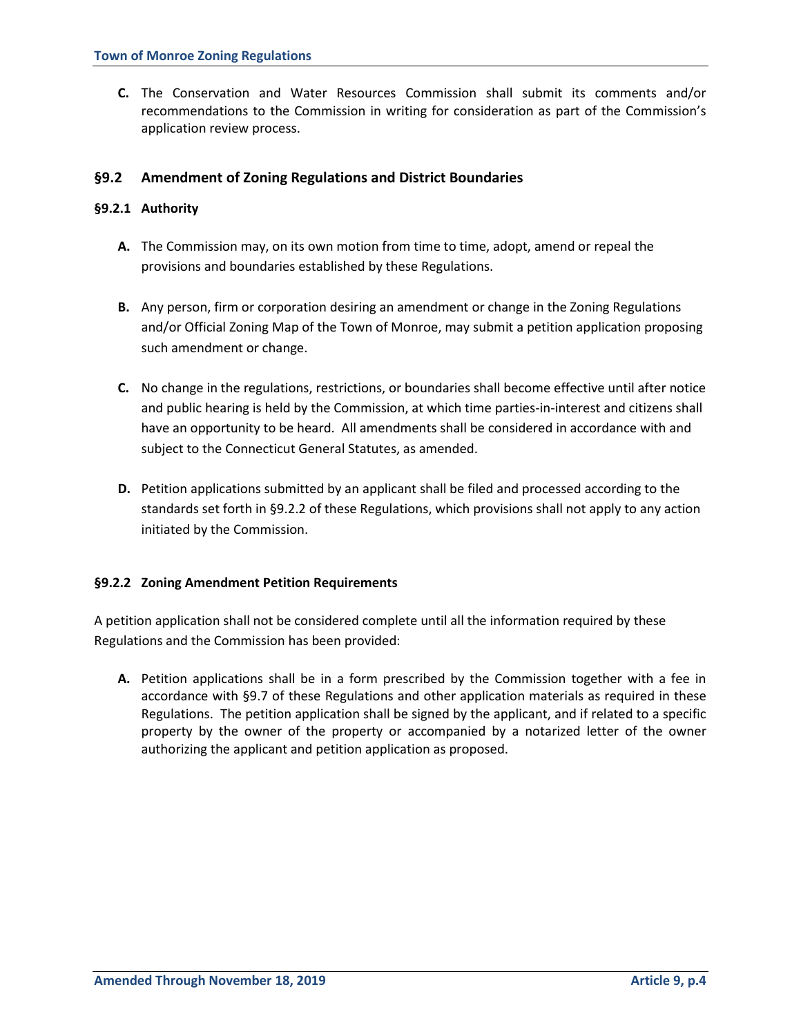**C.** The Conservation and Water Resources Commission shall submit its comments and/or recommendations to the Commission in writing for consideration as part of the Commission's application review process.

## §9.2 Amendment of Zoning Regulations and District Boundaries

### §9.2.1 Authority

**A.** The Commission may, on its own motion from time to time, adopt, amend or repeal the provisions and boundaries established by these Regulations.

**B.** Any person, firm or corporation desiring an amendment or change in the Zoning Regulations and/or Official Zoning Map of the Town of Monroe, may submit a petition application proposing such amendment or change.

**C.** No change in the regulations, restrictions, or boundaries shall become effective until after notice and public hearing is held by the Commission, at which time parties-in-interest and citizens shall have an opportunity to be heard. All amendments shall be considered in accordance with and subject to the Connecticut General Statutes, as amended.

**D.** Petition applications submitted by an applicant shall be filed and processed according to the standards set forth in §9.2.2 of these Regulations, which provisions shall not apply to any action initiated by the Commission.

### §9.2.2 Zoning Amendment Petition Requirements

A petition application shall not be considered complete until all the information required by these Regulations and the Commission has been provided:

**A.** Petition applications shall be in a form prescribed by the Commission together with a fee in accordance with §9.7 of these Regulations and other application materials as required in these Regulations. The petition application shall be signed by the applicant, and if related to a specific property by the owner of the property or accompanied by a notarized letter of the owner authorizing the applicant and petition application as proposed.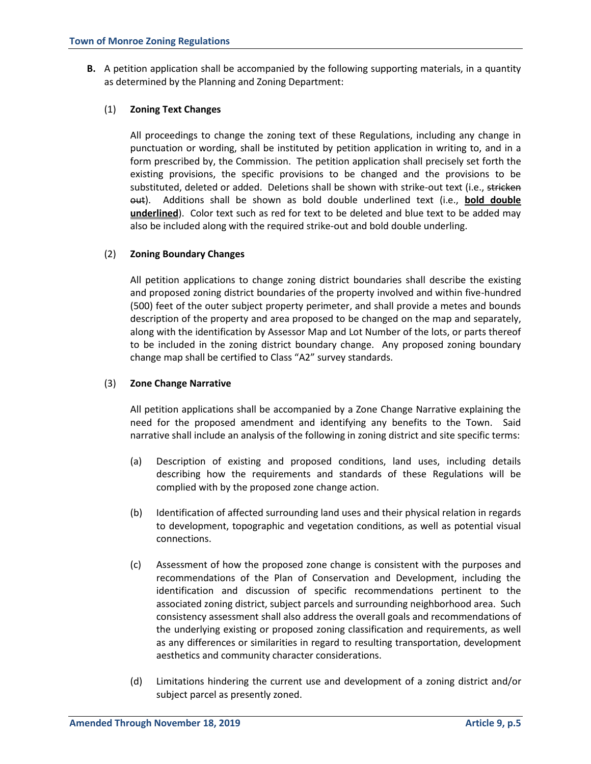**B.** A petition application shall be accompanied by the following supporting materials, in a quantity as determined by the Planning and Zoning Department:

(1) **Zoning Text Changes**

All proceedings to change the zoning text of these Regulations, including any change in punctuation or wording, shall be instituted by petition application in writing to, and in a form prescribed by, the Commission. The petition application shall precisely set forth the existing provisions, the specific provisions to be changed and the provisions to be substituted, deleted or added. Deletions shall be shown with strike-out text (i.e., ~~stricken out~~). Additions shall be shown as bold double underlined text (i.e., **<u>bold double underlined</u>**). Color text such as red for text to be deleted and blue text to be added may also be included along with the required strike-out and bold double underling.

(2) **Zoning Boundary Changes**

All petition applications to change zoning district boundaries shall describe the existing and proposed zoning district boundaries of the property involved and within five-hundred (500) feet of the outer subject property perimeter, and shall provide a metes and bounds description of the property and area proposed to be changed on the map and separately, along with the identification by Assessor Map and Lot Number of the lots, or parts thereof to be included in the zoning district boundary change. Any proposed zoning boundary change map shall be certified to Class "A2" survey standards.

(3) **Zone Change Narrative**

All petition applications shall be accompanied by a Zone Change Narrative explaining the need for the proposed amendment and identifying any benefits to the Town. Said narrative shall include an analysis of the following in zoning district and site specific terms:

(a) Description of existing and proposed conditions, land uses, including details describing how the requirements and standards of these Regulations will be complied with by the proposed zone change action.

(b) Identification of affected surrounding land uses and their physical relation in regards to development, topographic and vegetation conditions, as well as potential visual connections.

(c) Assessment of how the proposed zone change is consistent with the purposes and recommendations of the Plan of Conservation and Development, including the identification and discussion of specific recommendations pertinent to the associated zoning district, subject parcels and surrounding neighborhood area. Such consistency assessment shall also address the overall goals and recommendations of the underlying existing or proposed zoning classification and requirements, as well as any differences or similarities in regard to resulting transportation, development aesthetics and community character considerations.

(d) Limitations hindering the current use and development of a zoning district and/or subject parcel as presently zoned.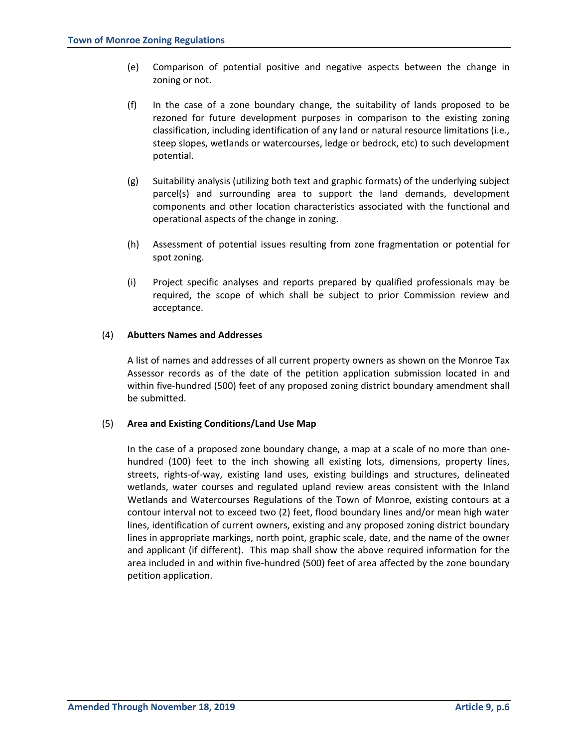(e) Comparison of potential positive and negative aspects between the change in zoning or not.

(f) In the case of a zone boundary change, the suitability of lands proposed to be rezoned for future development purposes in comparison to the existing zoning classification, including identification of any land or natural resource limitations (i.e., steep slopes, wetlands or watercourses, ledge or bedrock, etc) to such development potential.

(g) Suitability analysis (utilizing both text and graphic formats) of the underlying subject parcel(s) and surrounding area to support the land demands, development components and other location characteristics associated with the functional and operational aspects of the change in zoning.

(h) Assessment of potential issues resulting from zone fragmentation or potential for spot zoning.

(i) Project specific analyses and reports prepared by qualified professionals may be required, the scope of which shall be subject to prior Commission review and acceptance.

(4) **Abutters Names and Addresses**

A list of names and addresses of all current property owners as shown on the Monroe Tax Assessor records as of the date of the petition application submission located in and within five-hundred (500) feet of any proposed zoning district boundary amendment shall be submitted.

(5) **Area and Existing Conditions/Land Use Map**

In the case of a proposed zone boundary change, a map at a scale of no more than one-hundred (100) feet to the inch showing all existing lots, dimensions, property lines, streets, rights-of-way, existing land uses, existing buildings and structures, delineated wetlands, water courses and regulated upland review areas consistent with the Inland Wetlands and Watercourses Regulations of the Town of Monroe, existing contours at a contour interval not to exceed two (2) feet, flood boundary lines and/or mean high water lines, identification of current owners, existing and any proposed zoning district boundary lines in appropriate markings, north point, graphic scale, date, and the name of the owner and applicant (if different). This map shall show the above required information for the area included in and within five-hundred (500) feet of area affected by the zone boundary petition application.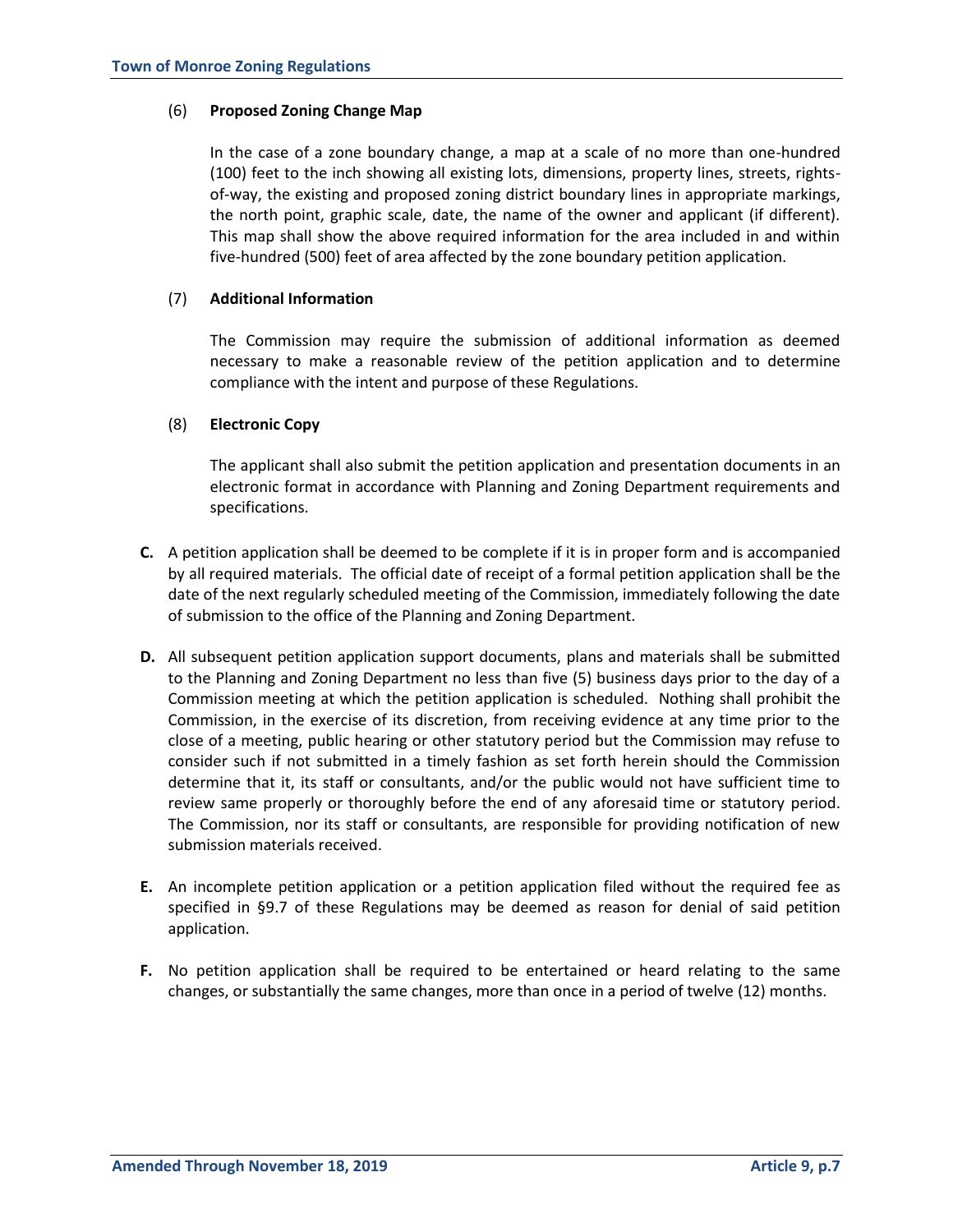(6) **Proposed Zoning Change Map**

In the case of a zone boundary change, a map at a scale of no more than one-hundred (100) feet to the inch showing all existing lots, dimensions, property lines, streets, rights-of-way, the existing and proposed zoning district boundary lines in appropriate markings, the north point, graphic scale, date, the name of the owner and applicant (if different). This map shall show the above required information for the area included in and within five-hundred (500) feet of area affected by the zone boundary petition application.

(7) **Additional Information**

The Commission may require the submission of additional information as deemed necessary to make a reasonable review of the petition application and to determine compliance with the intent and purpose of these Regulations.

(8) **Electronic Copy**

The applicant shall also submit the petition application and presentation documents in an electronic format in accordance with Planning and Zoning Department requirements and specifications.

**C.** A petition application shall be deemed to be complete if it is in proper form and is accompanied by all required materials. The official date of receipt of a formal petition application shall be the date of the next regularly scheduled meeting of the Commission, immediately following the date of submission to the office of the Planning and Zoning Department.

**D.** All subsequent petition application support documents, plans and materials shall be submitted to the Planning and Zoning Department no less than five (5) business days prior to the day of a Commission meeting at which the petition application is scheduled. Nothing shall prohibit the Commission, in the exercise of its discretion, from receiving evidence at any time prior to the close of a meeting, public hearing or other statutory period but the Commission may refuse to consider such if not submitted in a timely fashion as set forth herein should the Commission determine that it, its staff or consultants, and/or the public would not have sufficient time to review same properly or thoroughly before the end of any aforesaid time or statutory period. The Commission, nor its staff or consultants, are responsible for providing notification of new submission materials received.

**E.** An incomplete petition application or a petition application filed without the required fee as specified in §9.7 of these Regulations may be deemed as reason for denial of said petition application.

**F.** No petition application shall be required to be entertained or heard relating to the same changes, or substantially the same changes, more than once in a period of twelve (12) months.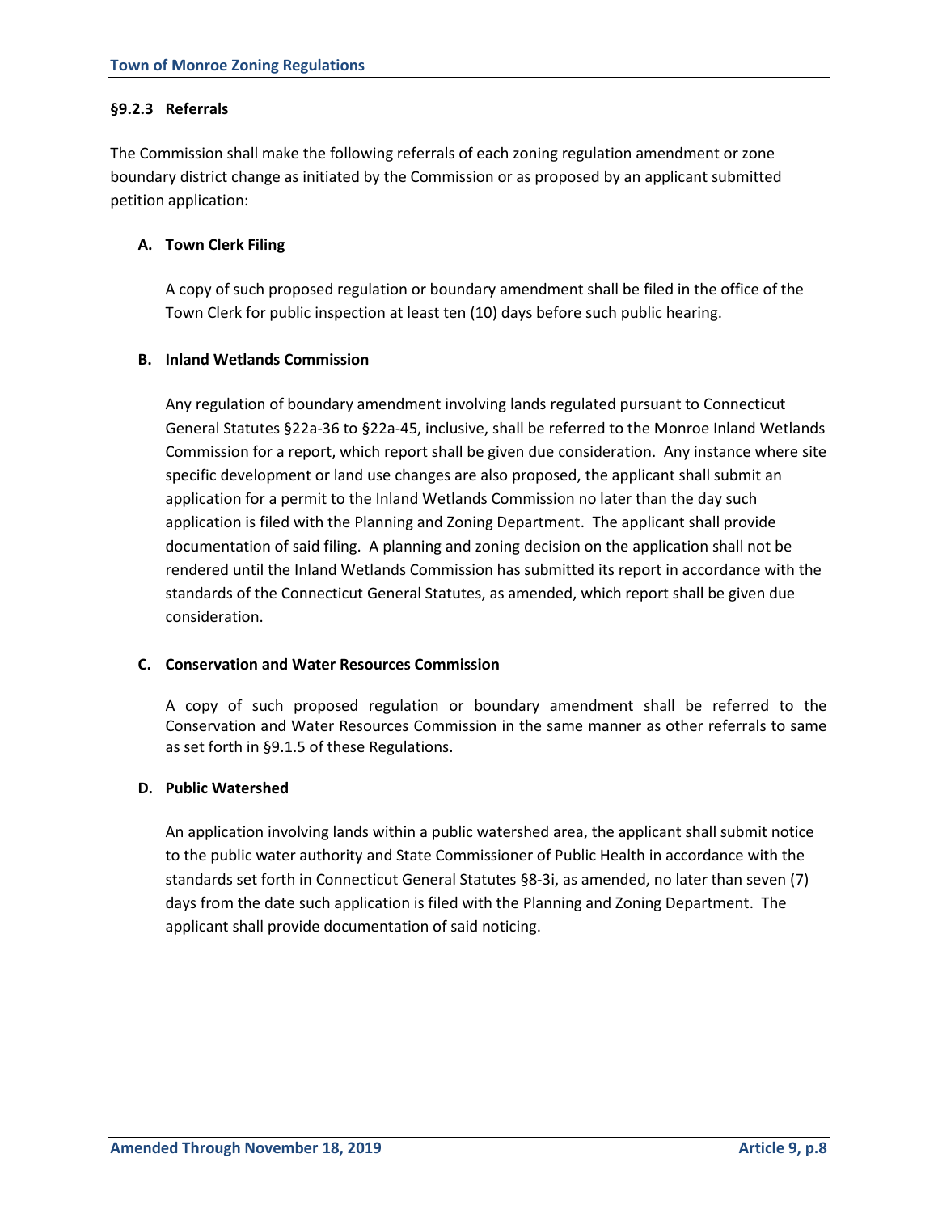### §9.2.3 Referrals

The Commission shall make the following referrals of each zoning regulation amendment or zone boundary district change as initiated by the Commission or as proposed by an applicant submitted petition application:

#### A. Town Clerk Filing

A copy of such proposed regulation or boundary amendment shall be filed in the office of the Town Clerk for public inspection at least ten (10) days before such public hearing.

#### B. Inland Wetlands Commission

Any regulation of boundary amendment involving lands regulated pursuant to Connecticut General Statutes §22a-36 to §22a-45, inclusive, shall be referred to the Monroe Inland Wetlands Commission for a report, which report shall be given due consideration. Any instance where site specific development or land use changes are also proposed, the applicant shall submit an application for a permit to the Inland Wetlands Commission no later than the day such application is filed with the Planning and Zoning Department. The applicant shall provide documentation of said filing. A planning and zoning decision on the application shall not be rendered until the Inland Wetlands Commission has submitted its report in accordance with the standards of the Connecticut General Statutes, as amended, which report shall be given due consideration.

#### C. Conservation and Water Resources Commission

A copy of such proposed regulation or boundary amendment shall be referred to the Conservation and Water Resources Commission in the same manner as other referrals to same as set forth in §9.1.5 of these Regulations.

#### D. Public Watershed

An application involving lands within a public watershed area, the applicant shall submit notice to the public water authority and State Commissioner of Public Health in accordance with the standards set forth in Connecticut General Statutes §8-3i, as amended, no later than seven (7) days from the date such application is filed with the Planning and Zoning Department. The applicant shall provide documentation of said noticing.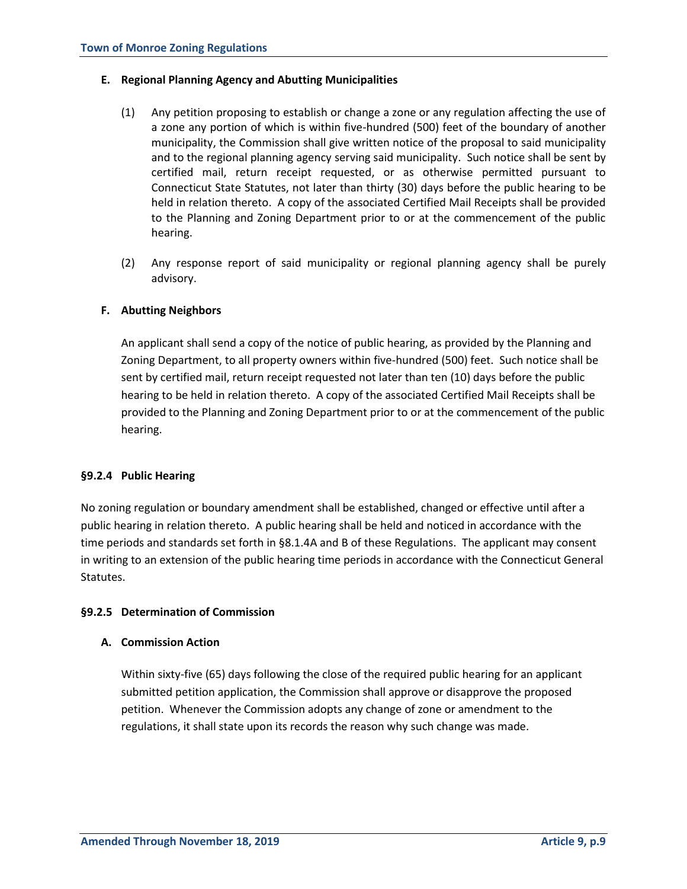### E. Regional Planning Agency and Abutting Municipalities

(1) Any petition proposing to establish or change a zone or any regulation affecting the use of a zone any portion of which is within five-hundred (500) feet of the boundary of another municipality, the Commission shall give written notice of the proposal to said municipality and to the regional planning agency serving said municipality. Such notice shall be sent by certified mail, return receipt requested, or as otherwise permitted pursuant to Connecticut State Statutes, not later than thirty (30) days before the public hearing to be held in relation thereto. A copy of the associated Certified Mail Receipts shall be provided to the Planning and Zoning Department prior to or at the commencement of the public hearing.

(2) Any response report of said municipality or regional planning agency shall be purely advisory.

### F. Abutting Neighbors

An applicant shall send a copy of the notice of public hearing, as provided by the Planning and Zoning Department, to all property owners within five-hundred (500) feet. Such notice shall be sent by certified mail, return receipt requested not later than ten (10) days before the public hearing to be held in relation thereto. A copy of the associated Certified Mail Receipts shall be provided to the Planning and Zoning Department prior to or at the commencement of the public hearing.

## §9.2.4 Public Hearing

No zoning regulation or boundary amendment shall be established, changed or effective until after a public hearing in relation thereto. A public hearing shall be held and noticed in accordance with the time periods and standards set forth in §8.1.4A and B of these Regulations. The applicant may consent in writing to an extension of the public hearing time periods in accordance with the Connecticut General Statutes.

## §9.2.5 Determination of Commission

### A. Commission Action

Within sixty-five (65) days following the close of the required public hearing for an applicant submitted petition application, the Commission shall approve or disapprove the proposed petition. Whenever the Commission adopts any change of zone or amendment to the regulations, it shall state upon its records the reason why such change was made.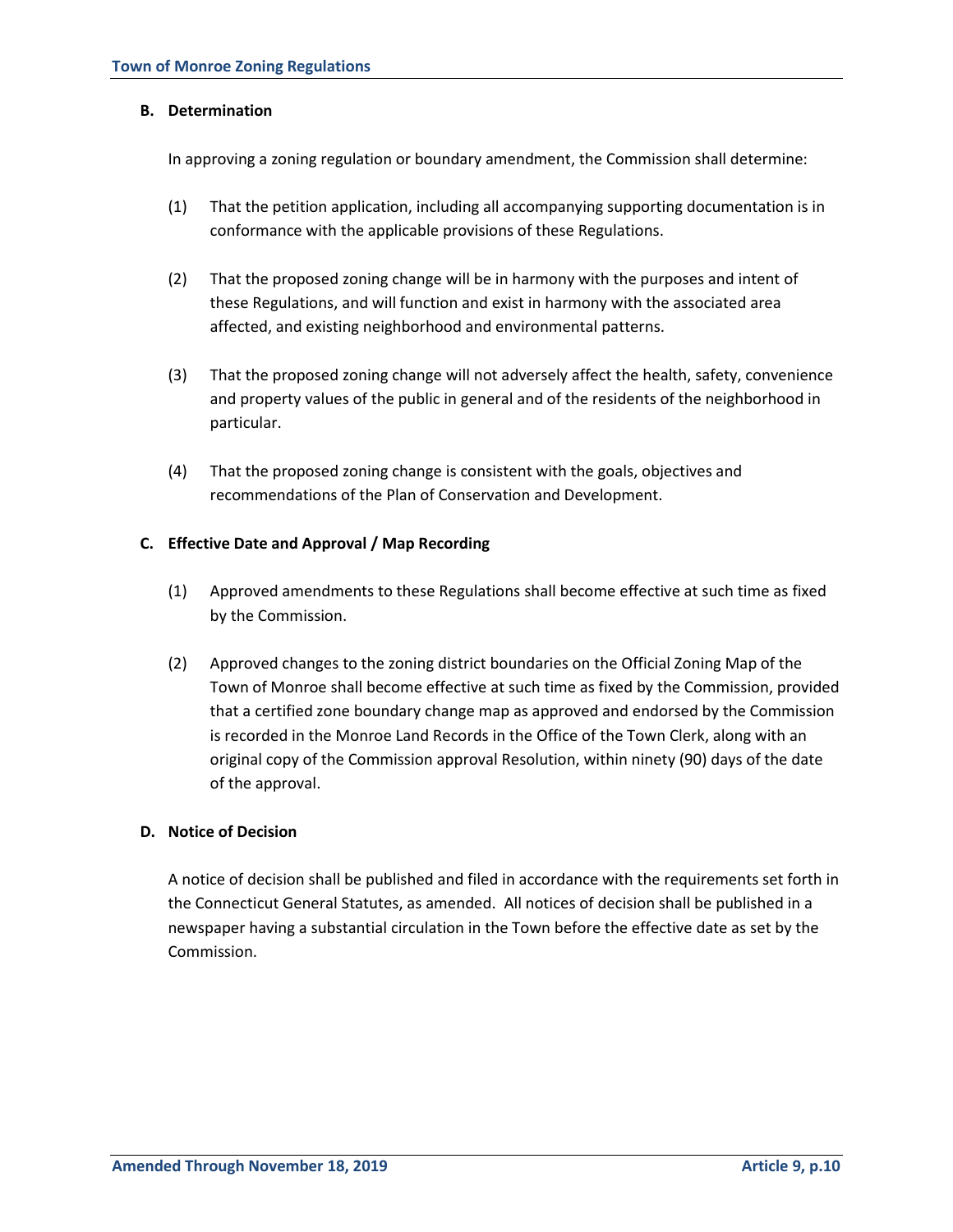### B. Determination

In approving a zoning regulation or boundary amendment, the Commission shall determine:

(1) That the petition application, including all accompanying supporting documentation is in conformance with the applicable provisions of these Regulations.

(2) That the proposed zoning change will be in harmony with the purposes and intent of these Regulations, and will function and exist in harmony with the associated area affected, and existing neighborhood and environmental patterns.

(3) That the proposed zoning change will not adversely affect the health, safety, convenience and property values of the public in general and of the residents of the neighborhood in particular.

(4) That the proposed zoning change is consistent with the goals, objectives and recommendations of the Plan of Conservation and Development.

### C. Effective Date and Approval / Map Recording

(1) Approved amendments to these Regulations shall become effective at such time as fixed by the Commission.

(2) Approved changes to the zoning district boundaries on the Official Zoning Map of the Town of Monroe shall become effective at such time as fixed by the Commission, provided that a certified zone boundary change map as approved and endorsed by the Commission is recorded in the Monroe Land Records in the Office of the Town Clerk, along with an original copy of the Commission approval Resolution, within ninety (90) days of the date of the approval.

### D. Notice of Decision

A notice of decision shall be published and filed in accordance with the requirements set forth in the Connecticut General Statutes, as amended. All notices of decision shall be published in a newspaper having a substantial circulation in the Town before the effective date as set by the Commission.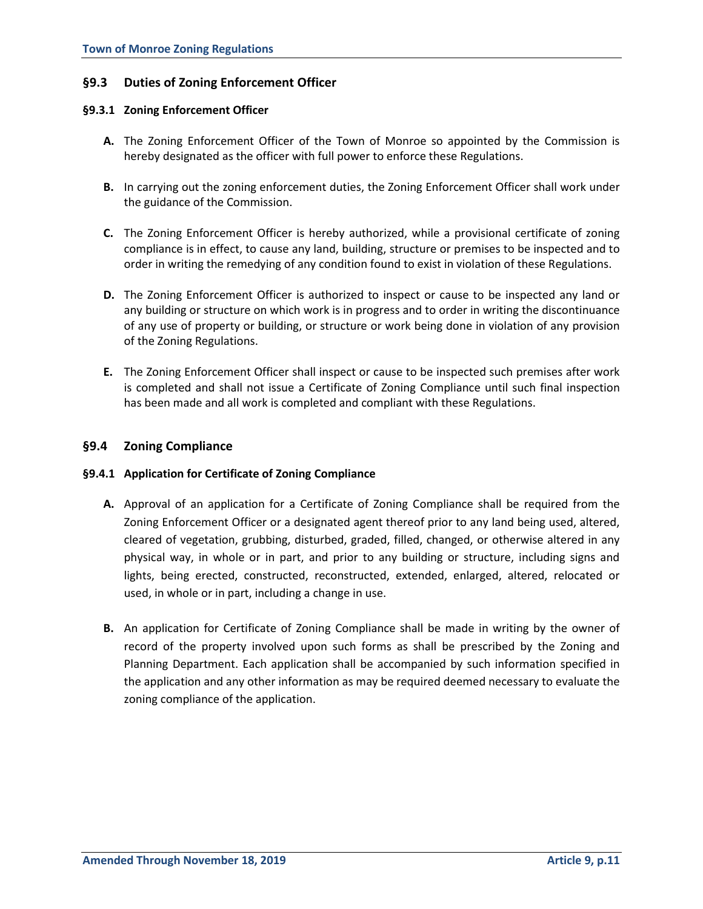## §9.3 Duties of Zoning Enforcement Officer

### §9.3.1 Zoning Enforcement Officer

**A.** The Zoning Enforcement Officer of the Town of Monroe so appointed by the Commission is hereby designated as the officer with full power to enforce these Regulations.

**B.** In carrying out the zoning enforcement duties, the Zoning Enforcement Officer shall work under the guidance of the Commission.

**C.** The Zoning Enforcement Officer is hereby authorized, while a provisional certificate of zoning compliance is in effect, to cause any land, building, structure or premises to be inspected and to order in writing the remedying of any condition found to exist in violation of these Regulations.

**D.** The Zoning Enforcement Officer is authorized to inspect or cause to be inspected any land or any building or structure on which work is in progress and to order in writing the discontinuance of any use of property or building, or structure or work being done in violation of any provision of the Zoning Regulations.

**E.** The Zoning Enforcement Officer shall inspect or cause to be inspected such premises after work is completed and shall not issue a Certificate of Zoning Compliance until such final inspection has been made and all work is completed and compliant with these Regulations.

## §9.4 Zoning Compliance

### §9.4.1 Application for Certificate of Zoning Compliance

**A.** Approval of an application for a Certificate of Zoning Compliance shall be required from the Zoning Enforcement Officer or a designated agent thereof prior to any land being used, altered, cleared of vegetation, grubbing, disturbed, graded, filled, changed, or otherwise altered in any physical way, in whole or in part, and prior to any building or structure, including signs and lights, being erected, constructed, reconstructed, extended, enlarged, altered, relocated or used, in whole or in part, including a change in use.

**B.** An application for Certificate of Zoning Compliance shall be made in writing by the owner of record of the property involved upon such forms as shall be prescribed by the Zoning and Planning Department. Each application shall be accompanied by such information specified in the application and any other information as may be required deemed necessary to evaluate the zoning compliance of the application.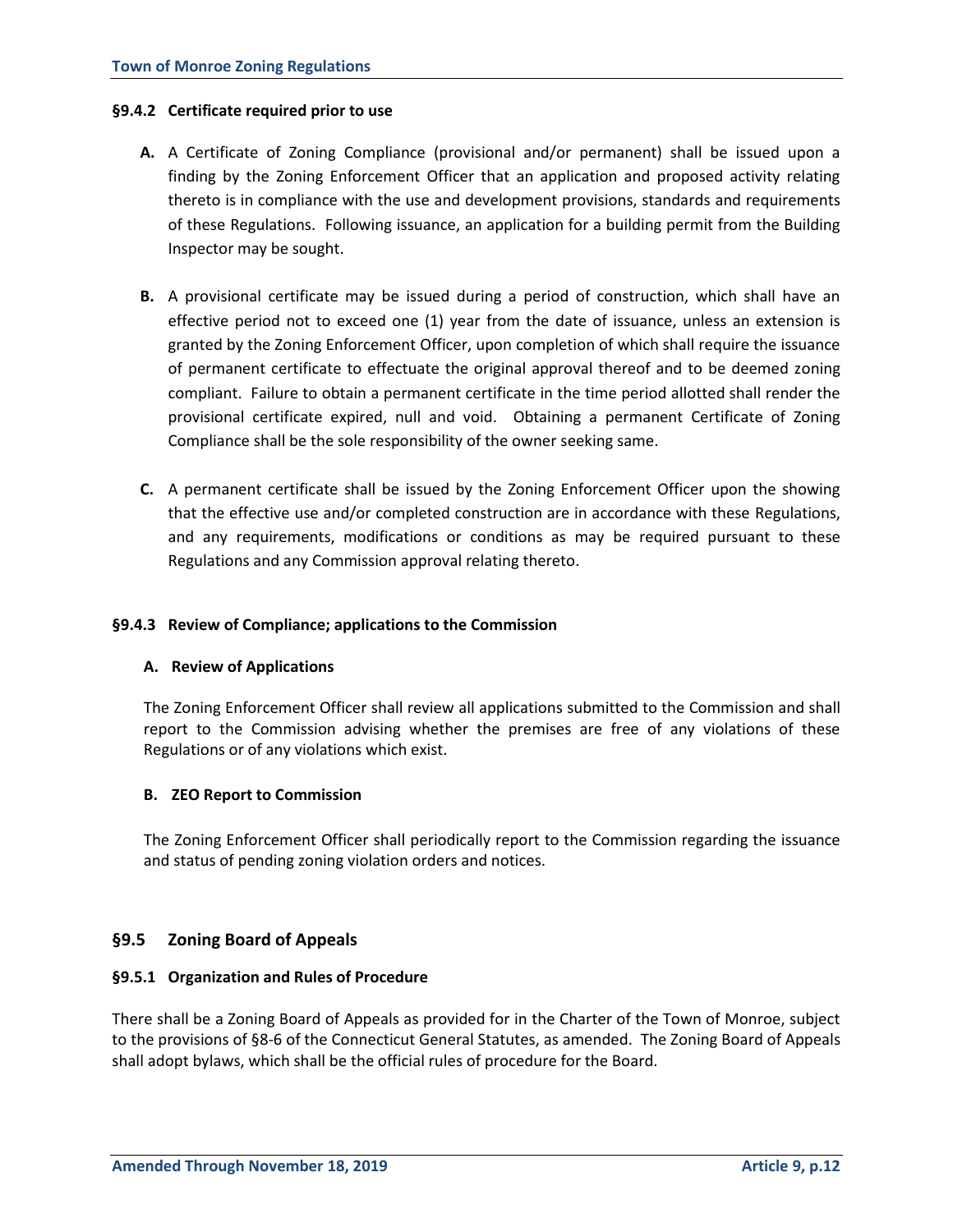#### §9.4.2 Certificate required prior to use

**A.** A Certificate of Zoning Compliance (provisional and/or permanent) shall be issued upon a finding by the Zoning Enforcement Officer that an application and proposed activity relating thereto is in compliance with the use and development provisions, standards and requirements of these Regulations. Following issuance, an application for a building permit from the Building Inspector may be sought.

**B.** A provisional certificate may be issued during a period of construction, which shall have an effective period not to exceed one (1) year from the date of issuance, unless an extension is granted by the Zoning Enforcement Officer, upon completion of which shall require the issuance of permanent certificate to effectuate the original approval thereof and to be deemed zoning compliant. Failure to obtain a permanent certificate in the time period allotted shall render the provisional certificate expired, null and void. Obtaining a permanent Certificate of Zoning Compliance shall be the sole responsibility of the owner seeking same.

**C.** A permanent certificate shall be issued by the Zoning Enforcement Officer upon the showing that the effective use and/or completed construction are in accordance with these Regulations, and any requirements, modifications or conditions as may be required pursuant to these Regulations and any Commission approval relating thereto.

#### §9.4.3 Review of Compliance; applications to the Commission

**A. Review of Applications**

The Zoning Enforcement Officer shall review all applications submitted to the Commission and shall report to the Commission advising whether the premises are free of any violations of these Regulations or of any violations which exist.

**B. ZEO Report to Commission**

The Zoning Enforcement Officer shall periodically report to the Commission regarding the issuance and status of pending zoning violation orders and notices.

### §9.5 Zoning Board of Appeals

#### §9.5.1 Organization and Rules of Procedure

There shall be a Zoning Board of Appeals as provided for in the Charter of the Town of Monroe, subject to the provisions of §8-6 of the Connecticut General Statutes, as amended. The Zoning Board of Appeals shall adopt bylaws, which shall be the official rules of procedure for the Board.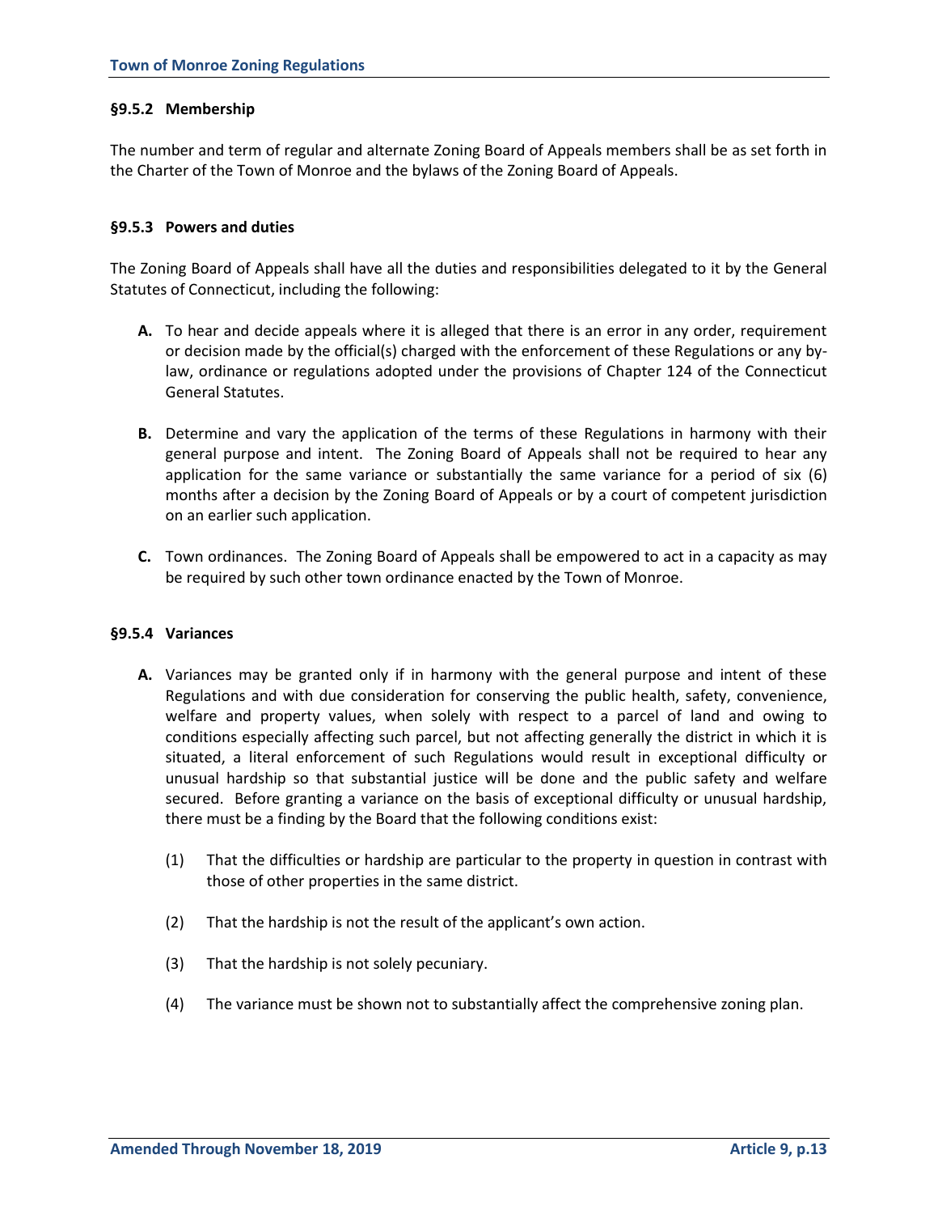### §9.5.2 Membership

The number and term of regular and alternate Zoning Board of Appeals members shall be as set forth in the Charter of the Town of Monroe and the bylaws of the Zoning Board of Appeals.

### §9.5.3 Powers and duties

The Zoning Board of Appeals shall have all the duties and responsibilities delegated to it by the General Statutes of Connecticut, including the following:

**A.** To hear and decide appeals where it is alleged that there is an error in any order, requirement or decision made by the official(s) charged with the enforcement of these Regulations or any by-law, ordinance or regulations adopted under the provisions of Chapter 124 of the Connecticut General Statutes.

**B.** Determine and vary the application of the terms of these Regulations in harmony with their general purpose and intent. The Zoning Board of Appeals shall not be required to hear any application for the same variance or substantially the same variance for a period of six (6) months after a decision by the Zoning Board of Appeals or by a court of competent jurisdiction on an earlier such application.

**C.** Town ordinances. The Zoning Board of Appeals shall be empowered to act in a capacity as may be required by such other town ordinance enacted by the Town of Monroe.

### §9.5.4 Variances

**A.** Variances may be granted only if in harmony with the general purpose and intent of these Regulations and with due consideration for conserving the public health, safety, convenience, welfare and property values, when solely with respect to a parcel of land and owing to conditions especially affecting such parcel, but not affecting generally the district in which it is situated, a literal enforcement of such Regulations would result in exceptional difficulty or unusual hardship so that substantial justice will be done and the public safety and welfare secured. Before granting a variance on the basis of exceptional difficulty or unusual hardship, there must be a finding by the Board that the following conditions exist:

(1) That the difficulties or hardship are particular to the property in question in contrast with those of other properties in the same district.

(2) That the hardship is not the result of the applicant's own action.

(3) That the hardship is not solely pecuniary.

(4) The variance must be shown not to substantially affect the comprehensive zoning plan.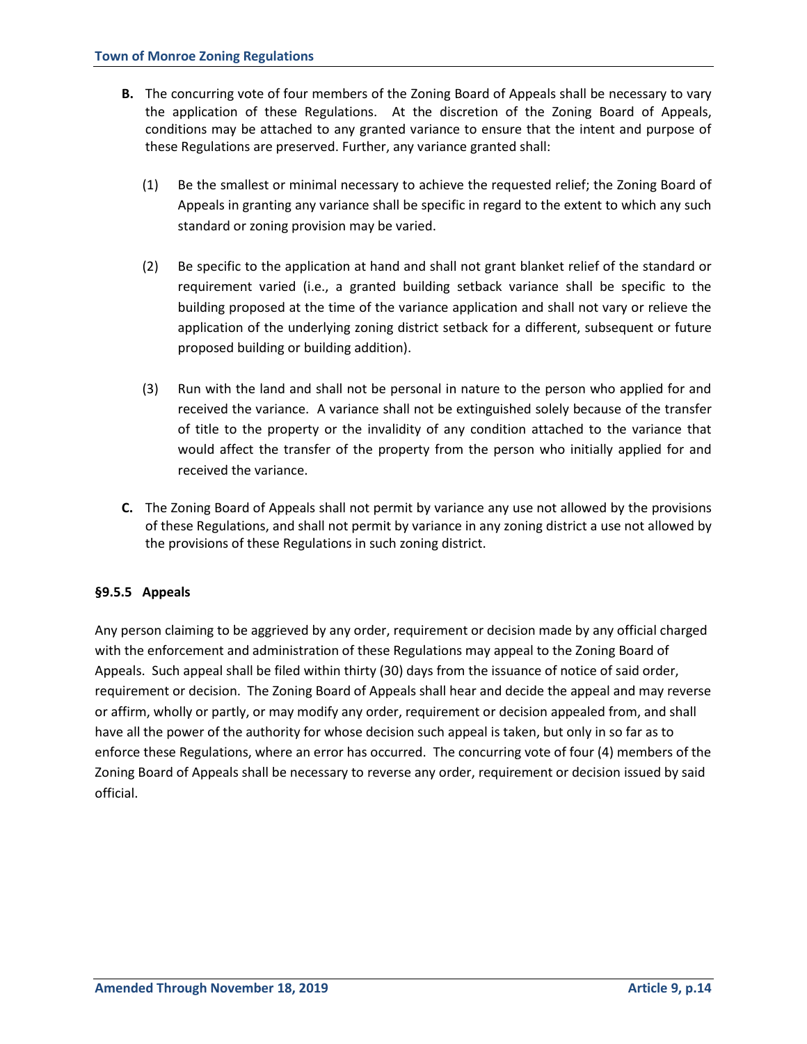**B.** The concurring vote of four members of the Zoning Board of Appeals shall be necessary to vary the application of these Regulations. At the discretion of the Zoning Board of Appeals, conditions may be attached to any granted variance to ensure that the intent and purpose of these Regulations are preserved. Further, any variance granted shall:

(1) Be the smallest or minimal necessary to achieve the requested relief; the Zoning Board of Appeals in granting any variance shall be specific in regard to the extent to which any such standard or zoning provision may be varied.

(2) Be specific to the application at hand and shall not grant blanket relief of the standard or requirement varied (i.e., a granted building setback variance shall be specific to the building proposed at the time of the variance application and shall not vary or relieve the application of the underlying zoning district setback for a different, subsequent or future proposed building or building addition).

(3) Run with the land and shall not be personal in nature to the person who applied for and received the variance. A variance shall not be extinguished solely because of the transfer of title to the property or the invalidity of any condition attached to the variance that would affect the transfer of the property from the person who initially applied for and received the variance.

**C.** The Zoning Board of Appeals shall not permit by variance any use not allowed by the provisions of these Regulations, and shall not permit by variance in any zoning district a use not allowed by the provisions of these Regulations in such zoning district.

#### §9.5.5 Appeals

Any person claiming to be aggrieved by any order, requirement or decision made by any official charged with the enforcement and administration of these Regulations may appeal to the Zoning Board of Appeals. Such appeal shall be filed within thirty (30) days from the issuance of notice of said order, requirement or decision. The Zoning Board of Appeals shall hear and decide the appeal and may reverse or affirm, wholly or partly, or may modify any order, requirement or decision appealed from, and shall have all the power of the authority for whose decision such appeal is taken, but only in so far as to enforce these Regulations, where an error has occurred. The concurring vote of four (4) members of the Zoning Board of Appeals shall be necessary to reverse any order, requirement or decision issued by said official.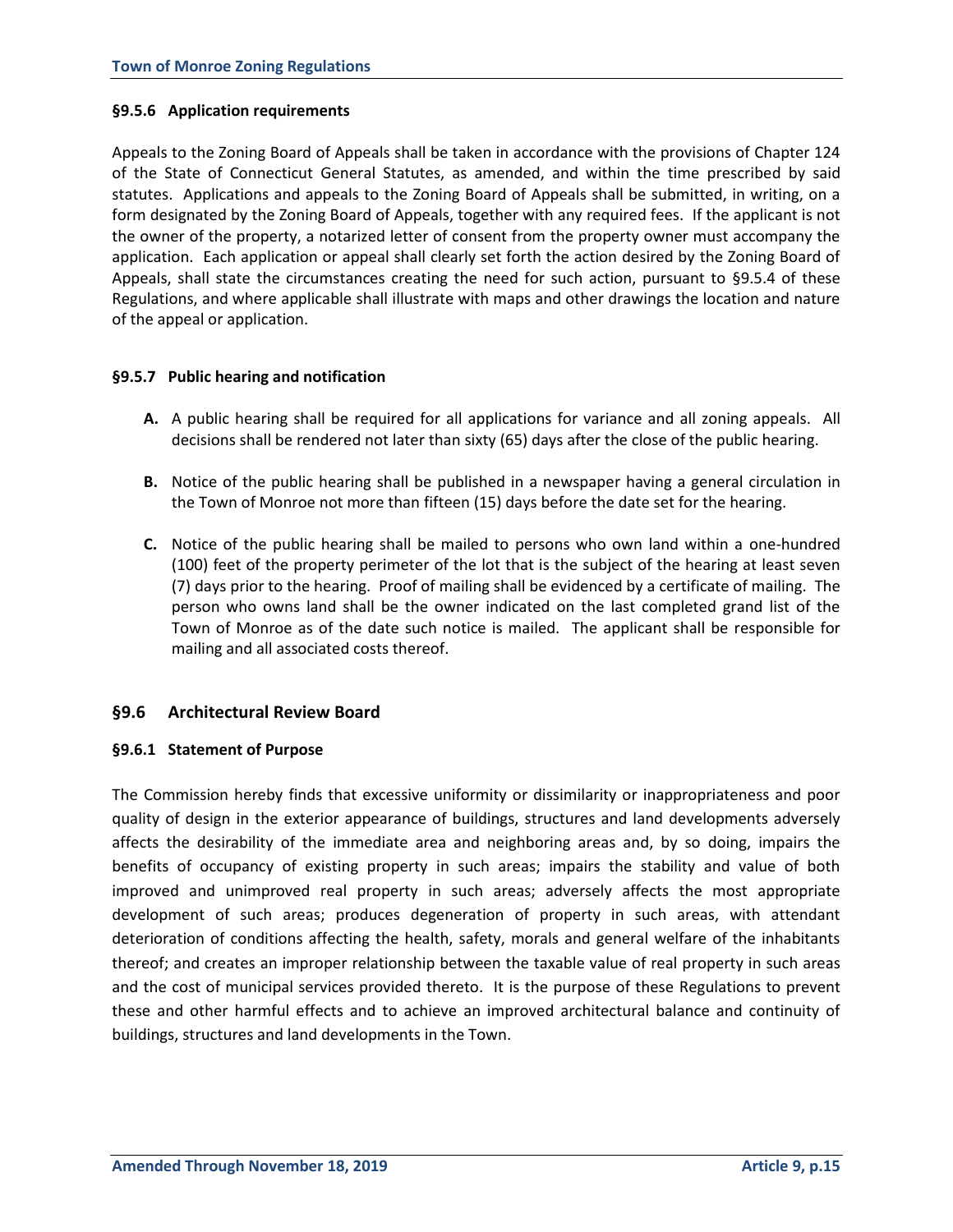#### §9.5.6 Application requirements

Appeals to the Zoning Board of Appeals shall be taken in accordance with the provisions of Chapter 124 of the State of Connecticut General Statutes, as amended, and within the time prescribed by said statutes. Applications and appeals to the Zoning Board of Appeals shall be submitted, in writing, on a form designated by the Zoning Board of Appeals, together with any required fees. If the applicant is not the owner of the property, a notarized letter of consent from the property owner must accompany the application. Each application or appeal shall clearly set forth the action desired by the Zoning Board of Appeals, shall state the circumstances creating the need for such action, pursuant to §9.5.4 of these Regulations, and where applicable shall illustrate with maps and other drawings the location and nature of the appeal or application.

#### §9.5.7 Public hearing and notification

**A.** A public hearing shall be required for all applications for variance and all zoning appeals. All decisions shall be rendered not later than sixty (65) days after the close of the public hearing.

**B.** Notice of the public hearing shall be published in a newspaper having a general circulation in the Town of Monroe not more than fifteen (15) days before the date set for the hearing.

**C.** Notice of the public hearing shall be mailed to persons who own land within a one-hundred (100) feet of the property perimeter of the lot that is the subject of the hearing at least seven (7) days prior to the hearing. Proof of mailing shall be evidenced by a certificate of mailing. The person who owns land shall be the owner indicated on the last completed grand list of the Town of Monroe as of the date such notice is mailed. The applicant shall be responsible for mailing and all associated costs thereof.

### §9.6 Architectural Review Board

#### §9.6.1 Statement of Purpose

The Commission hereby finds that excessive uniformity or dissimilarity or inappropriateness and poor quality of design in the exterior appearance of buildings, structures and land developments adversely affects the desirability of the immediate area and neighboring areas and, by so doing, impairs the benefits of occupancy of existing property in such areas; impairs the stability and value of both improved and unimproved real property in such areas; adversely affects the most appropriate development of such areas; produces degeneration of property in such areas, with attendant deterioration of conditions affecting the health, safety, morals and general welfare of the inhabitants thereof; and creates an improper relationship between the taxable value of real property in such areas and the cost of municipal services provided thereto. It is the purpose of these Regulations to prevent these and other harmful effects and to achieve an improved architectural balance and continuity of buildings, structures and land developments in the Town.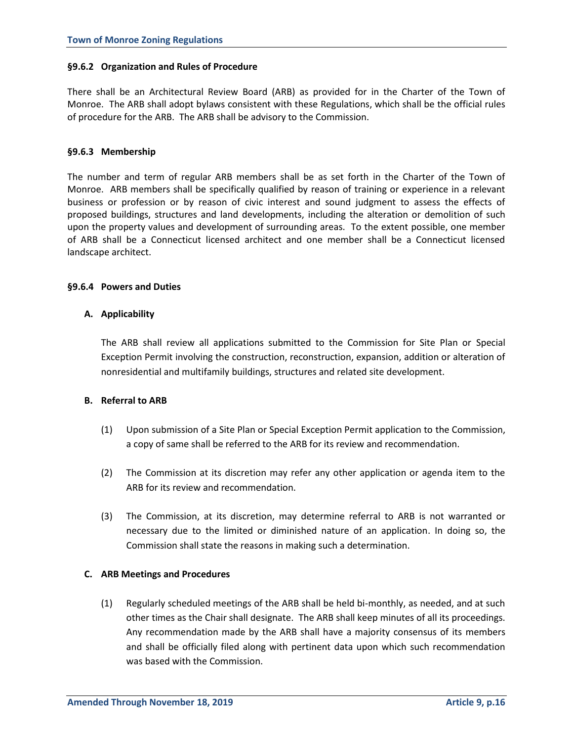#### §9.6.2 Organization and Rules of Procedure

There shall be an Architectural Review Board (ARB) as provided for in the Charter of the Town of Monroe. The ARB shall adopt bylaws consistent with these Regulations, which shall be the official rules of procedure for the ARB. The ARB shall be advisory to the Commission.

#### §9.6.3 Membership

The number and term of regular ARB members shall be as set forth in the Charter of the Town of Monroe. ARB members shall be specifically qualified by reason of training or experience in a relevant business or profession or by reason of civic interest and sound judgment to assess the effects of proposed buildings, structures and land developments, including the alteration or demolition of such upon the property values and development of surrounding areas. To the extent possible, one member of ARB shall be a Connecticut licensed architect and one member shall be a Connecticut licensed landscape architect.

#### §9.6.4 Powers and Duties

**A. Applicability**

The ARB shall review all applications submitted to the Commission for Site Plan or Special Exception Permit involving the construction, reconstruction, expansion, addition or alteration of nonresidential and multifamily buildings, structures and related site development.

**B. Referral to ARB**

(1) Upon submission of a Site Plan or Special Exception Permit application to the Commission, a copy of same shall be referred to the ARB for its review and recommendation.

(2) The Commission at its discretion may refer any other application or agenda item to the ARB for its review and recommendation.

(3) The Commission, at its discretion, may determine referral to ARB is not warranted or necessary due to the limited or diminished nature of an application. In doing so, the Commission shall state the reasons in making such a determination.

**C. ARB Meetings and Procedures**

(1) Regularly scheduled meetings of the ARB shall be held bi-monthly, as needed, and at such other times as the Chair shall designate. The ARB shall keep minutes of all its proceedings. Any recommendation made by the ARB shall have a majority consensus of its members and shall be officially filed along with pertinent data upon which such recommendation was based with the Commission.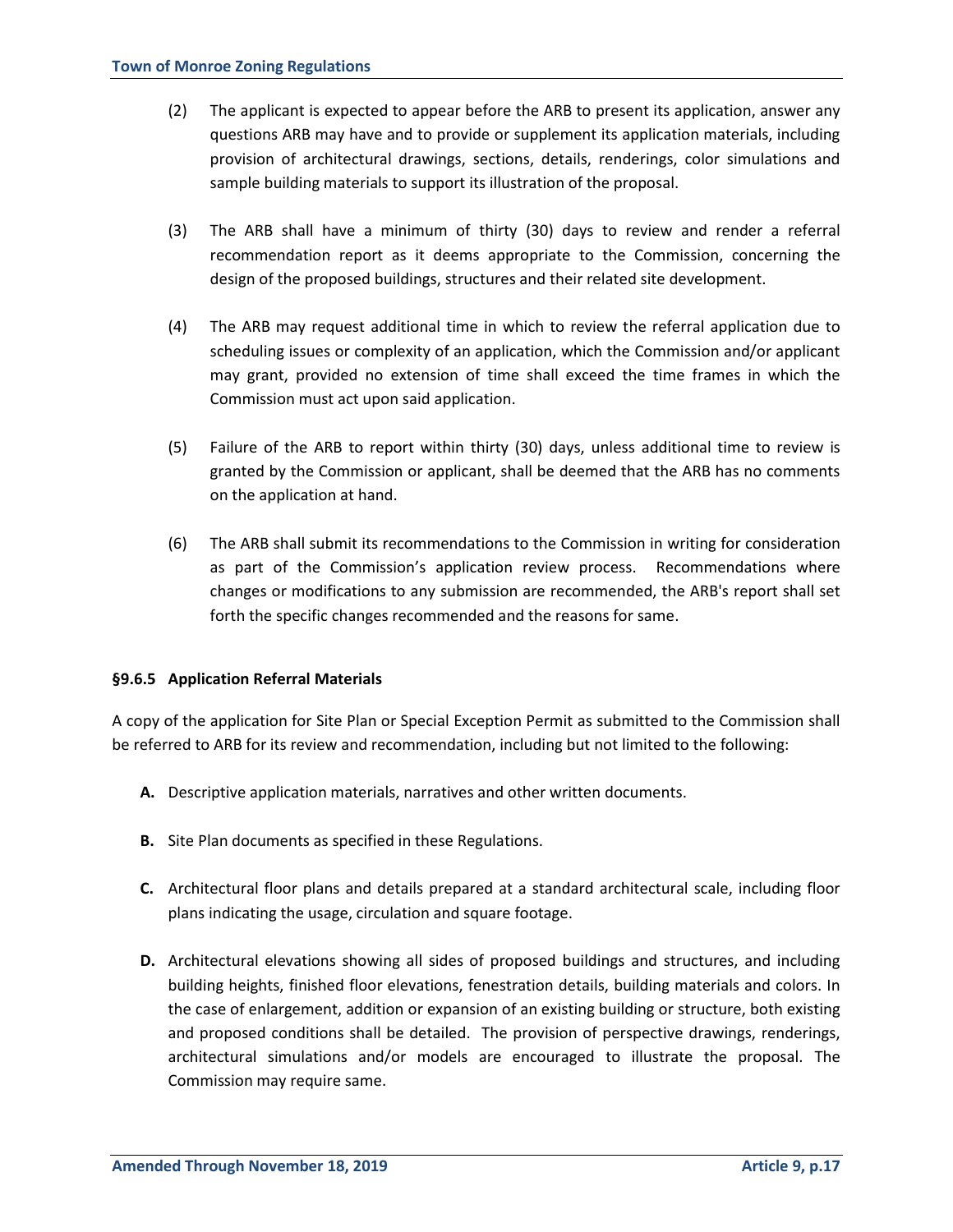(2) The applicant is expected to appear before the ARB to present its application, answer any questions ARB may have and to provide or supplement its application materials, including provision of architectural drawings, sections, details, renderings, color simulations and sample building materials to support its illustration of the proposal.

(3) The ARB shall have a minimum of thirty (30) days to review and render a referral recommendation report as it deems appropriate to the Commission, concerning the design of the proposed buildings, structures and their related site development.

(4) The ARB may request additional time in which to review the referral application due to scheduling issues or complexity of an application, which the Commission and/or applicant may grant, provided no extension of time shall exceed the time frames in which the Commission must act upon said application.

(5) Failure of the ARB to report within thirty (30) days, unless additional time to review is granted by the Commission or applicant, shall be deemed that the ARB has no comments on the application at hand.

(6) The ARB shall submit its recommendations to the Commission in writing for consideration as part of the Commission's application review process. Recommendations where changes or modifications to any submission are recommended, the ARB's report shall set forth the specific changes recommended and the reasons for same.

#### §9.6.5 Application Referral Materials

A copy of the application for Site Plan or Special Exception Permit as submitted to the Commission shall be referred to ARB for its review and recommendation, including but not limited to the following:

**A.** Descriptive application materials, narratives and other written documents.

**B.** Site Plan documents as specified in these Regulations.

**C.** Architectural floor plans and details prepared at a standard architectural scale, including floor plans indicating the usage, circulation and square footage.

**D.** Architectural elevations showing all sides of proposed buildings and structures, and including building heights, finished floor elevations, fenestration details, building materials and colors. In the case of enlargement, addition or expansion of an existing building or structure, both existing and proposed conditions shall be detailed. The provision of perspective drawings, renderings, architectural simulations and/or models are encouraged to illustrate the proposal. The Commission may require same.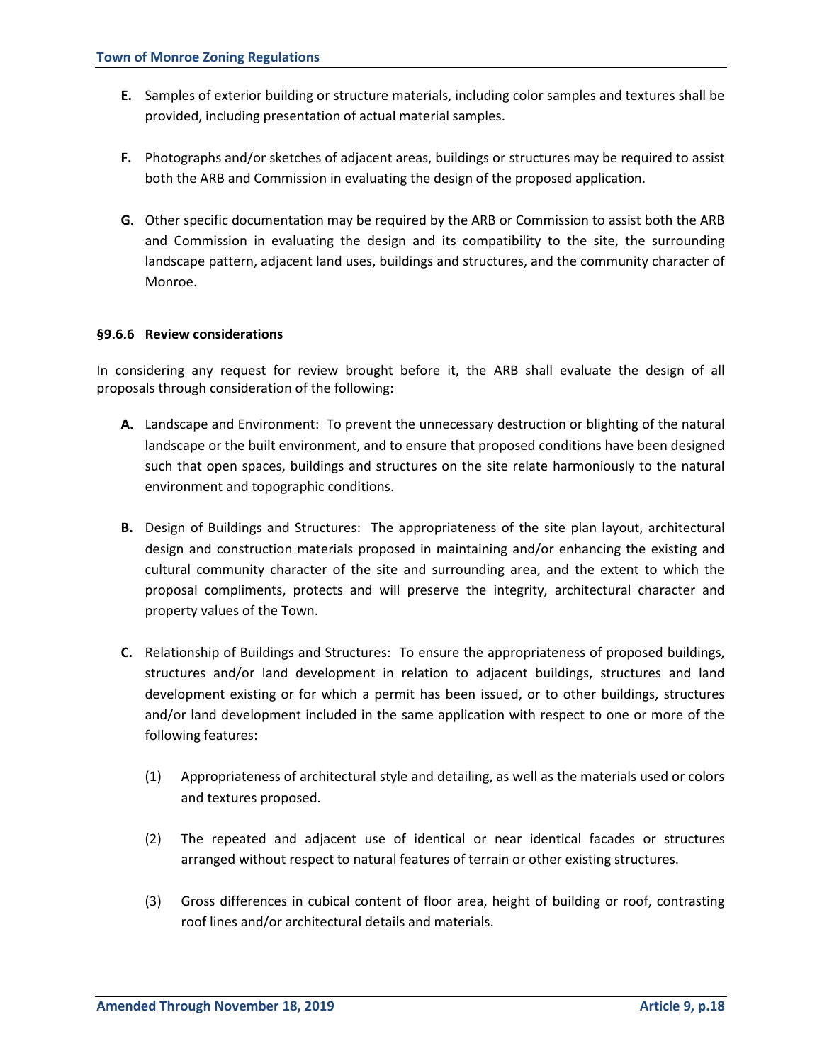**E.** Samples of exterior building or structure materials, including color samples and textures shall be provided, including presentation of actual material samples.

**F.** Photographs and/or sketches of adjacent areas, buildings or structures may be required to assist both the ARB and Commission in evaluating the design of the proposed application.

**G.** Other specific documentation may be required by the ARB or Commission to assist both the ARB and Commission in evaluating the design and its compatibility to the site, the surrounding landscape pattern, adjacent land uses, buildings and structures, and the community character of Monroe.

#### §9.6.6 Review considerations

In considering any request for review brought before it, the ARB shall evaluate the design of all proposals through consideration of the following:

**A.** Landscape and Environment: To prevent the unnecessary destruction or blighting of the natural landscape or the built environment, and to ensure that proposed conditions have been designed such that open spaces, buildings and structures on the site relate harmoniously to the natural environment and topographic conditions.

**B.** Design of Buildings and Structures: The appropriateness of the site plan layout, architectural design and construction materials proposed in maintaining and/or enhancing the existing and cultural community character of the site and surrounding area, and the extent to which the proposal compliments, protects and will preserve the integrity, architectural character and property values of the Town.

**C.** Relationship of Buildings and Structures: To ensure the appropriateness of proposed buildings, structures and/or land development in relation to adjacent buildings, structures and land development existing or for which a permit has been issued, or to other buildings, structures and/or land development included in the same application with respect to one or more of the following features:

(1) Appropriateness of architectural style and detailing, as well as the materials used or colors and textures proposed.

(2) The repeated and adjacent use of identical or near identical facades or structures arranged without respect to natural features of terrain or other existing structures.

(3) Gross differences in cubical content of floor area, height of building or roof, contrasting roof lines and/or architectural details and materials.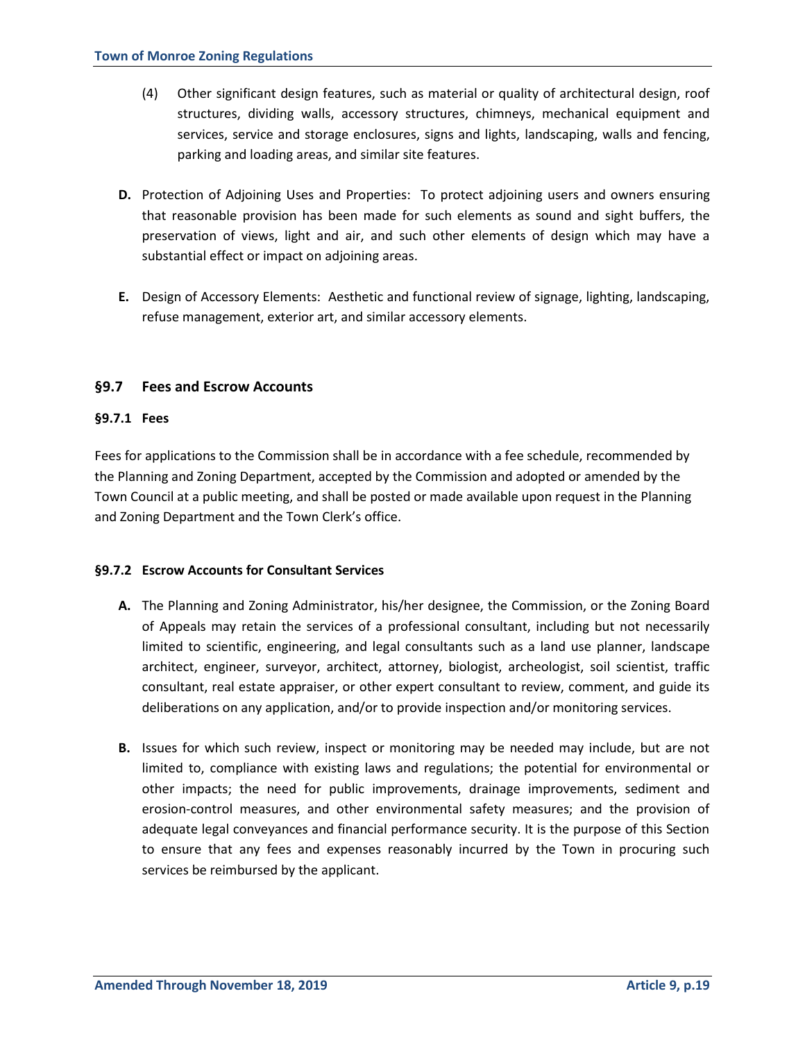(4) Other significant design features, such as material or quality of architectural design, roof structures, dividing walls, accessory structures, chimneys, mechanical equipment and services, service and storage enclosures, signs and lights, landscaping, walls and fencing, parking and loading areas, and similar site features.

**D.** Protection of Adjoining Uses and Properties: To protect adjoining users and owners ensuring that reasonable provision has been made for such elements as sound and sight buffers, the preservation of views, light and air, and such other elements of design which may have a substantial effect or impact on adjoining areas.

**E.** Design of Accessory Elements: Aesthetic and functional review of signage, lighting, landscaping, refuse management, exterior art, and similar accessory elements.

## §9.7 Fees and Escrow Accounts

### §9.7.1 Fees

Fees for applications to the Commission shall be in accordance with a fee schedule, recommended by the Planning and Zoning Department, accepted by the Commission and adopted or amended by the Town Council at a public meeting, and shall be posted or made available upon request in the Planning and Zoning Department and the Town Clerk's office.

### §9.7.2 Escrow Accounts for Consultant Services

**A.** The Planning and Zoning Administrator, his/her designee, the Commission, or the Zoning Board of Appeals may retain the services of a professional consultant, including but not necessarily limited to scientific, engineering, and legal consultants such as a land use planner, landscape architect, engineer, surveyor, architect, attorney, biologist, archeologist, soil scientist, traffic consultant, real estate appraiser, or other expert consultant to review, comment, and guide its deliberations on any application, and/or to provide inspection and/or monitoring services.

**B.** Issues for which such review, inspect or monitoring may be needed may include, but are not limited to, compliance with existing laws and regulations; the potential for environmental or other impacts; the need for public improvements, drainage improvements, sediment and erosion-control measures, and other environmental safety measures; and the provision of adequate legal conveyances and financial performance security. It is the purpose of this Section to ensure that any fees and expenses reasonably incurred by the Town in procuring such services be reimbursed by the applicant.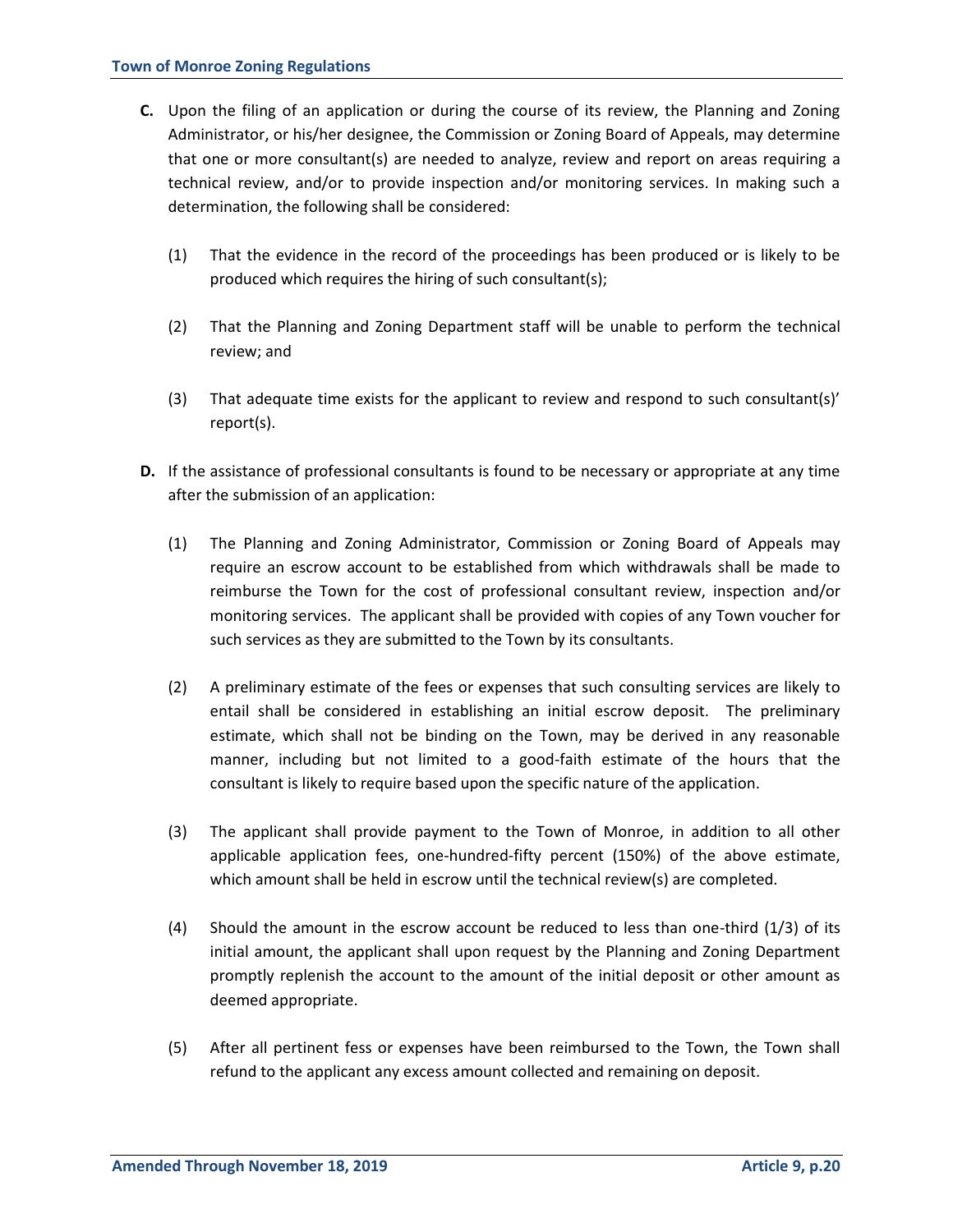**C.** Upon the filing of an application or during the course of its review, the Planning and Zoning Administrator, or his/her designee, the Commission or Zoning Board of Appeals, may determine that one or more consultant(s) are needed to analyze, review and report on areas requiring a technical review, and/or to provide inspection and/or monitoring services. In making such a determination, the following shall be considered:

(1) That the evidence in the record of the proceedings has been produced or is likely to be produced which requires the hiring of such consultant(s);

(2) That the Planning and Zoning Department staff will be unable to perform the technical review; and

(3) That adequate time exists for the applicant to review and respond to such consultant(s)' report(s).

**D.** If the assistance of professional consultants is found to be necessary or appropriate at any time after the submission of an application:

(1) The Planning and Zoning Administrator, Commission or Zoning Board of Appeals may require an escrow account to be established from which withdrawals shall be made to reimburse the Town for the cost of professional consultant review, inspection and/or monitoring services. The applicant shall be provided with copies of any Town voucher for such services as they are submitted to the Town by its consultants.

(2) A preliminary estimate of the fees or expenses that such consulting services are likely to entail shall be considered in establishing an initial escrow deposit. The preliminary estimate, which shall not be binding on the Town, may be derived in any reasonable manner, including but not limited to a good-faith estimate of the hours that the consultant is likely to require based upon the specific nature of the application.

(3) The applicant shall provide payment to the Town of Monroe, in addition to all other applicable application fees, one-hundred-fifty percent (150%) of the above estimate, which amount shall be held in escrow until the technical review(s) are completed.

(4) Should the amount in the escrow account be reduced to less than one-third (1/3) of its initial amount, the applicant shall upon request by the Planning and Zoning Department promptly replenish the account to the amount of the initial deposit or other amount as deemed appropriate.

(5) After all pertinent fess or expenses have been reimbursed to the Town, the Town shall refund to the applicant any excess amount collected and remaining on deposit.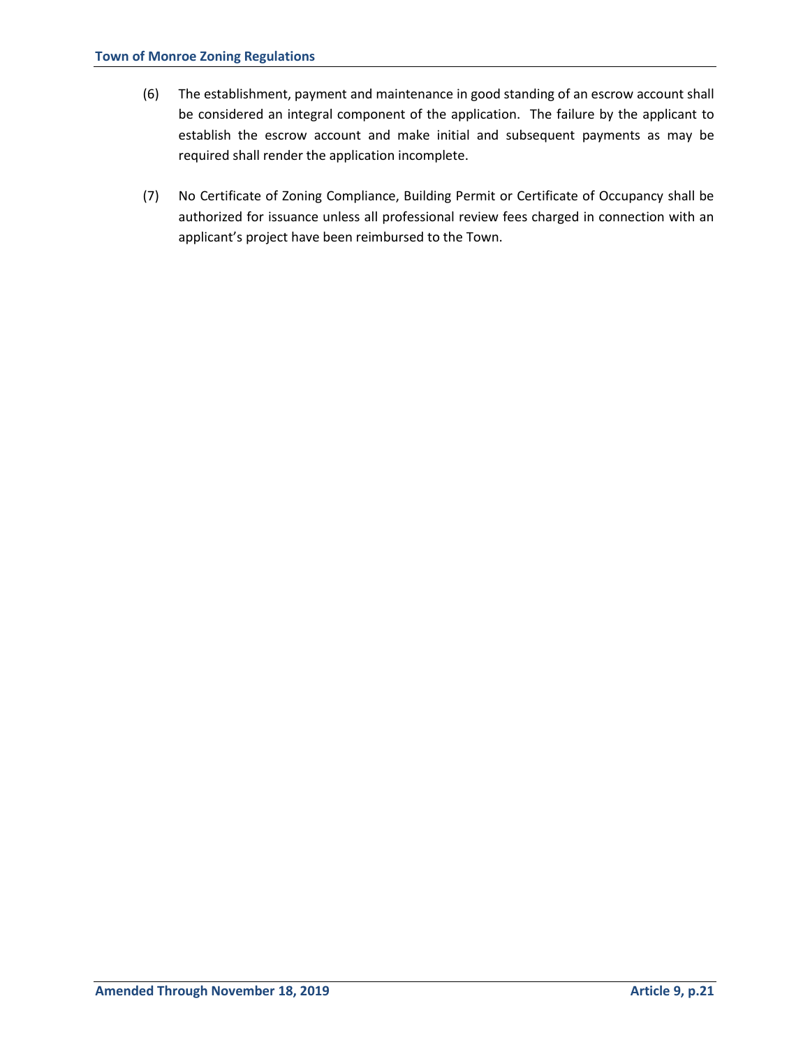(6) The establishment, payment and maintenance in good standing of an escrow account shall be considered an integral component of the application. The failure by the applicant to establish the escrow account and make initial and subsequent payments as may be required shall render the application incomplete.

(7) No Certificate of Zoning Compliance, Building Permit or Certificate of Occupancy shall be authorized for issuance unless all professional review fees charged in connection with an applicant's project have been reimbursed to the Town.